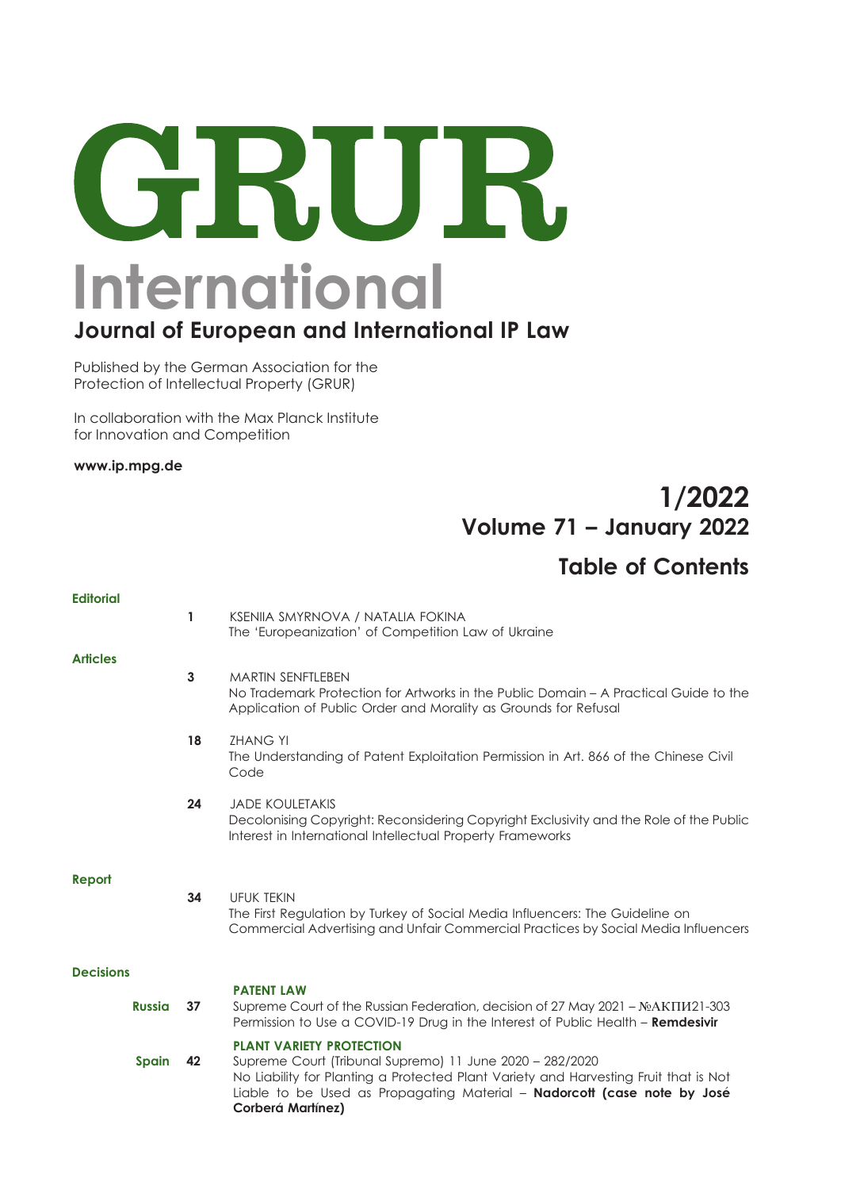# GRUR International

## Journal of European and International IP Law

Published by the German Association for the Protection of Intellectual Property (GRUR)

In collaboration with the Max Planck Institute for Innovation and Competition

**www.ip.mpg.de**

**1/2022**
**Volume 71 – January 2022**

## Table of Contents

### Editorial

**1** KSENIIA SMYRNOVA / NATALIA FOKINA
The 'Europeanization' of Competition Law of Ukraine

### Articles

**3** MARTIN SENFTLEBEN
No Trademark Protection for Artworks in the Public Domain – A Practical Guide to the Application of Public Order and Morality as Grounds for Refusal

**18** ZHANG YI
The Understanding of Patent Exploitation Permission in Art. 866 of the Chinese Civil Code

**24** JADE KOULETAKIS
Decolonising Copyright: Reconsidering Copyright Exclusivity and the Role of the Public Interest in International Intellectual Property Frameworks

### Report

**34** UFUK TEKIN
The First Regulation by Turkey of Social Media Influencers: The Guideline on Commercial Advertising and Unfair Commercial Practices by Social Media Influencers

### Decisions

**PATENT LAW**

**Russia** **37** Supreme Court of the Russian Federation, decision of 27 May 2021 – №АКПИ21-303
Permission to Use a COVID-19 Drug in the Interest of Public Health – **Remdesivir**

**PLANT VARIETY PROTECTION**

**Spain** **42** Supreme Court (Tribunal Supremo) 11 June 2020 – 282/2020
No Liability for Planting a Protected Plant Variety and Harvesting Fruit that is Not Liable to be Used as Propagating Material – **Nadorcott (case note by José Corberá Martínez)**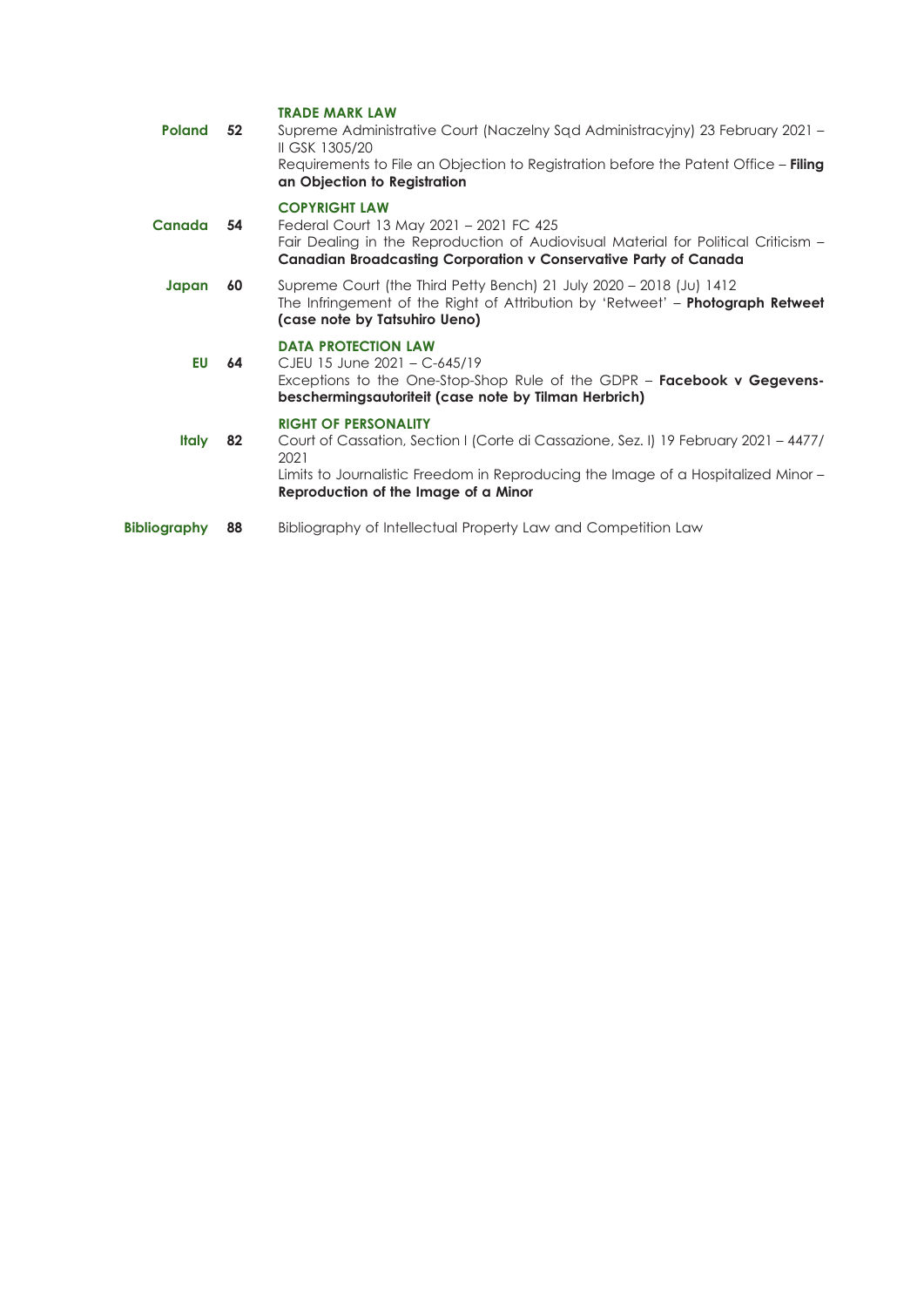**TRADE MARK LAW**

**Poland** **52** Supreme Administrative Court (Naczelny Sąd Administracyjny) 23 February 2021 – II GSK 1305/20
Requirements to File an Objection to Registration before the Patent Office – **Filing an Objection to Registration**

**COPYRIGHT LAW**

**Canada** **54** Federal Court 13 May 2021 – 2021 FC 425
Fair Dealing in the Reproduction of Audiovisual Material for Political Criticism – **Canadian Broadcasting Corporation v Conservative Party of Canada**

**Japan** **60** Supreme Court (the Third Petty Bench) 21 July 2020 – 2018 (Ju) 1412
The Infringement of the Right of Attribution by 'Retweet' – **Photograph Retweet (case note by Tatsuhiro Ueno)**

**DATA PROTECTION LAW**

**EU** **64** CJEU 15 June 2021 – C-645/19
Exceptions to the One-Stop-Shop Rule of the GDPR – **Facebook v Gegevensbeschermingsautoriteit (case note by Tilman Herbrich)**

**RIGHT OF PERSONALITY**

**Italy** **82** Court of Cassation, Section I (Corte di Cassazione, Sez. I) 19 February 2021 – 4477/2021
Limits to Journalistic Freedom in Reproducing the Image of a Hospitalized Minor – **Reproduction of the Image of a Minor**

**Bibliography** **88** Bibliography of Intellectual Property Law and Competition Law